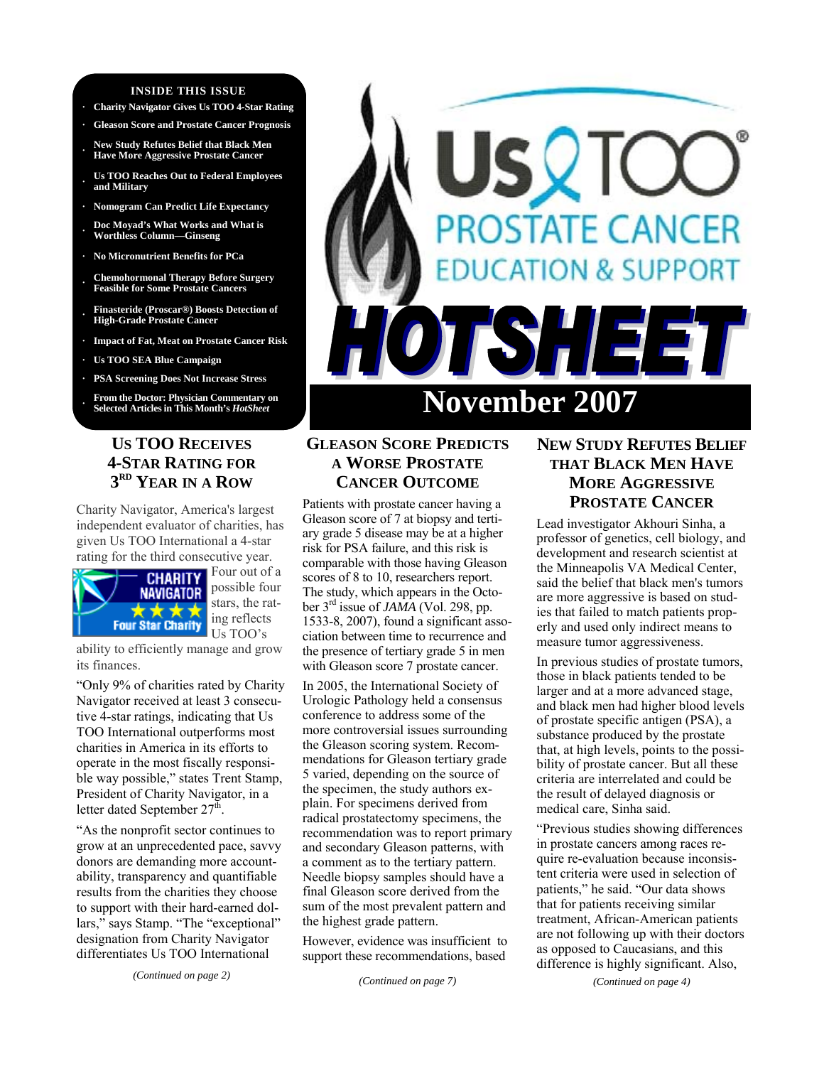# Us TOO Prostate Cancer Education & Support

# HOTSHEET

## November 2007

**INSIDE THIS ISSUE**

- Charity Navigator Gives Us TOO 4-Star Rating
- Gleason Score and Prostate Cancer Prognosis
- New Study Refutes Belief that Black Men Have More Aggressive Prostate Cancer
- Us TOO Reaches Out to Federal Employees and Military
- Nomogram Can Predict Life Expectancy
- Doc Moyad's What Works and What is Worthless Column—Ginseng
- No Micronutrient Benefits for PCa
- Chemohormonal Therapy Before Surgery Feasible for Some Prostate Cancers
- Finasteride (Proscar®) Boosts Detection of High-Grade Prostate Cancer
- Impact of Fat, Meat on Prostate Cancer Risk
- Us TOO SEA Blue Campaign
- PSA Screening Does Not Increase Stress
- From the Doctor: Physician Commentary on Selected Articles in This Month's *HotSheet*

## Us TOO Receives 4-Star Rating for 3rd Year in a Row

Charity Navigator, America's largest independent evaluator of charities, has given Us TOO International a 4-star rating for the third consecutive year.

CHARITY NAVIGATOR ★★★★ Four Star Charity

Four out of a possible four stars, the rating reflects Us TOO's ability to efficiently manage and grow its finances.

"Only 9% of charities rated by Charity Navigator received at least 3 consecutive 4-star ratings, indicating that Us TOO International outperforms most charities in America in its efforts to operate in the most fiscally responsible way possible," states Trent Stamp, President of Charity Navigator, in a letter dated September 27th.

"As the nonprofit sector continues to grow at an unprecedented pace, savvy donors are demanding more accountability, transparency and quantifiable results from the charities they choose to support with their hard-earned dollars," says Stamp. "The "exceptional" designation from Charity Navigator differentiates Us TOO International

*(Continued on page 2)*

## Gleason Score Predicts a Worse Prostate Cancer Outcome

Patients with prostate cancer having a Gleason score of 7 at biopsy and tertiary grade 5 disease may be at a higher risk for PSA failure, and this risk is comparable with those having Gleason scores of 8 to 10, researchers report. The study, which appears in the October 3rd issue of *JAMA* (Vol. 298, pp. 1533-8, 2007), found a significant association between time to recurrence and the presence of tertiary grade 5 in men with Gleason score 7 prostate cancer.

In 2005, the International Society of Urologic Pathology held a consensus conference to address some of the more controversial issues surrounding the Gleason scoring system. Recommendations for Gleason tertiary grade 5 varied, depending on the source of the specimen, the study authors explain. For specimens derived from radical prostatectomy specimens, the recommendation was to report primary and secondary Gleason patterns, with a comment as to the tertiary pattern. Needle biopsy samples should have a final Gleason score derived from the sum of the most prevalent pattern and the highest grade pattern.

However, evidence was insufficient to support these recommendations, based

*(Continued on page 7)*

## New Study Refutes Belief that Black Men Have More Aggressive Prostate Cancer

Lead investigator Akhouri Sinha, a professor of genetics, cell biology, and development and research scientist at the Minneapolis VA Medical Center, said the belief that black men's tumors are more aggressive is based on studies that failed to match patients properly and used only indirect means to measure tumor aggressiveness.

In previous studies of prostate tumors, those in black patients tended to be larger and at a more advanced stage, and black men had higher blood levels of prostate specific antigen (PSA), a substance produced by the prostate that, at high levels, points to the possibility of prostate cancer. But all these criteria are interrelated and could be the result of delayed diagnosis or medical care, Sinha said.

"Previous studies showing differences in prostate cancers among races require re-evaluation because inconsistent criteria were used in selection of patients," he said. "Our data shows that for patients receiving similar treatment, African-American patients are not following up with their doctors as opposed to Caucasians, and this difference is highly significant. Also,

*(Continued on page 4)*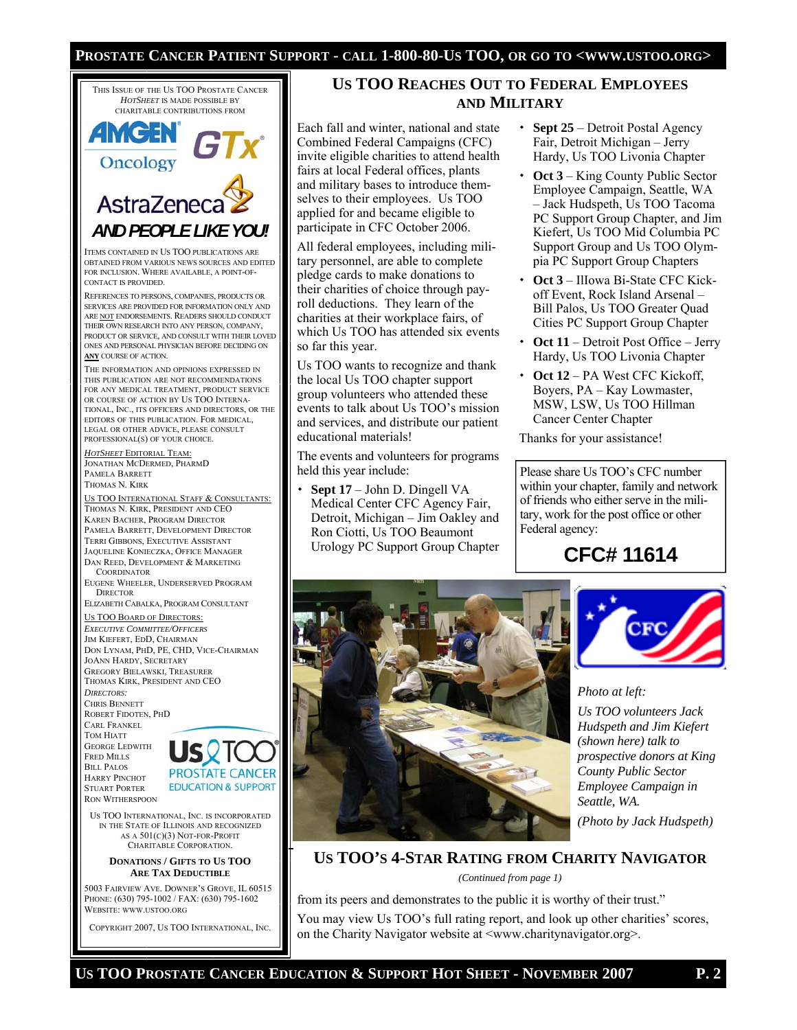THIS ISSUE OF THE US TOO PROSTATE CANCER *HOTSHEET* IS MADE POSSIBLE BY CHARITABLE CONTRIBUTIONS FROM

AMGEN Oncology GTx AstraZeneca

***AND PEOPLE LIKE YOU!***

ITEMS CONTAINED IN US TOO PUBLICATIONS ARE OBTAINED FROM VARIOUS NEWS SOURCES AND EDITED FOR INCLUSION. WHERE AVAILABLE, A POINT-OF-CONTACT IS PROVIDED.

REFERENCES TO PERSONS, COMPANIES, PRODUCTS OR SERVICES ARE PROVIDED FOR INFORMATION ONLY AND ARE NOT ENDORSEMENTS. READERS SHOULD CONDUCT THEIR OWN RESEARCH INTO ANY PERSON, COMPANY, PRODUCT OR SERVICE, AND CONSULT WITH THEIR LOVED ONES AND PERSONAL PHYSICIAN BEFORE DECIDING ON **ANY** COURSE OF ACTION.

THE INFORMATION AND OPINIONS EXPRESSED IN THIS PUBLICATION ARE NOT RECOMMENDATIONS FOR ANY MEDICAL TREATMENT, PRODUCT SERVICE OR COURSE OF ACTION BY US TOO INTERNATIONAL, INC., ITS OFFICERS AND DIRECTORS, OR THE EDITORS OF THIS PUBLICATION. FOR MEDICAL, LEGAL OR OTHER ADVICE, PLEASE CONSULT PROFESSIONAL(S) OF YOUR CHOICE.

*HOTSHEET* EDITORIAL TEAM:
JONATHAN MCDERMED, PHARMD
PAMELA BARRETT
THOMAS N. KIRK

US TOO INTERNATIONAL STAFF & CONSULTANTS:
THOMAS N. KIRK, PRESIDENT AND CEO
KAREN BACHER, PROGRAM DIRECTOR
PAMELA BARRETT, DEVELOPMENT DIRECTOR
TERRI GIBBONS, EXECUTIVE ASSISTANT
JAQUELINE KONIECZKA, OFFICE MANAGER
DAN REED, DEVELOPMENT & MARKETING COORDINATOR
EUGENE WHEELER, UNDERSERVED PROGRAM DIRECTOR
ELIZABETH CABALKA, PROGRAM CONSULTANT

US TOO BOARD OF DIRECTORS:
*EXECUTIVE COMMITTEE/OFFICERS*
JIM KIEFERT, EDD, CHAIRMAN
DON LYNAM, PHD, PE, CHD, VICE-CHAIRMAN
JOANN HARDY, SECRETARY
GREGORY BIELAWSKI, TREASURER
THOMAS KIRK, PRESIDENT AND CEO
*DIRECTORS:*
CHRIS BENNETT
ROBERT FIDOTEN, PHD
CARL FRANKEL
TOM HIATT
GEORGE LEDWITH
FRED MILLS
BILL PALOS
HARRY PINCHOT
STUART PORTER
RON WITHERSPOON

Us TOO PROSTATE CANCER EDUCATION & SUPPORT

US TOO INTERNATIONAL, INC. IS INCORPORATED IN THE STATE OF ILLINOIS AND RECOGNIZED AS A 501(C)(3) NOT-FOR-PROFIT CHARITABLE CORPORATION.

**DONATIONS / GIFTS TO US TOO ARE TAX DEDUCTIBLE**

5003 FAIRVIEW AVE. DOWNER'S GROVE, IL 60515
PHONE: (630) 795-1002 / FAX: (630) 795-1602
WEBSITE: WWW.USTOO.ORG

COPYRIGHT 2007, US TOO INTERNATIONAL, INC.

## US TOO REACHES OUT TO FEDERAL EMPLOYEES AND MILITARY

Each fall and winter, national and state Combined Federal Campaigns (CFC) invite eligible charities to attend health fairs at local Federal offices, plants and military bases to introduce themselves to their employees. Us TOO applied for and became eligible to participate in CFC October 2006.

All federal employees, including military personnel, are able to complete pledge cards to make donations to their charities of choice through payroll deductions. They learn of the charities at their workplace fairs, of which Us TOO has attended six events so far this year.

Us TOO wants to recognize and thank the local Us TOO chapter support group volunteers who attended these events to talk about Us TOO's mission and services, and distribute our patient educational materials!

The events and volunteers for programs held this year include:

- **Sept 17** – John D. Dingell VA Medical Center CFC Agency Fair, Detroit, Michigan – Jim Oakley and Ron Ciotti, Us TOO Beaumont Urology PC Support Group Chapter
- **Sept 25** – Detroit Postal Agency Fair, Detroit Michigan – Jerry Hardy, Us TOO Livonia Chapter
- **Oct 3** – King County Public Sector Employee Campaign, Seattle, WA – Jack Hudspeth, Us TOO Tacoma PC Support Group Chapter, and Jim Kiefert, Us TOO Mid Columbia PC Support Group and Us TOO Olympia PC Support Group Chapters
- **Oct 3** – IIlowa Bi-State CFC Kick-off Event, Rock Island Arsenal – Bill Palos, Us TOO Greater Quad Cities PC Support Group Chapter
- **Oct 11** – Detroit Post Office – Jerry Hardy, Us TOO Livonia Chapter
- **Oct 12** – PA West CFC Kickoff, Boyers, PA – Kay Lowmaster, MSW, LSW, Us TOO Hillman Cancer Center Chapter

Thanks for your assistance!

Please share Us TOO's CFC number within your chapter, family and network of friends who either serve in the military, work for the post office or other Federal agency:

**CFC# 11614**

*Photo at left:*

*Us TOO volunteers Jack Hudspeth and Jim Kiefert (shown here) talk to prospective donors at King County Public Sector Employee Campaign in Seattle, WA.*

*(Photo by Jack Hudspeth)*

## US TOO'S 4-STAR RATING FROM CHARITY NAVIGATOR

*(Continued from page 1)*

from its peers and demonstrates to the public it is worthy of their trust."

You may view Us TOO's full rating report, and look up other charities' scores, on the Charity Navigator website at <www.charitynavigator.org>.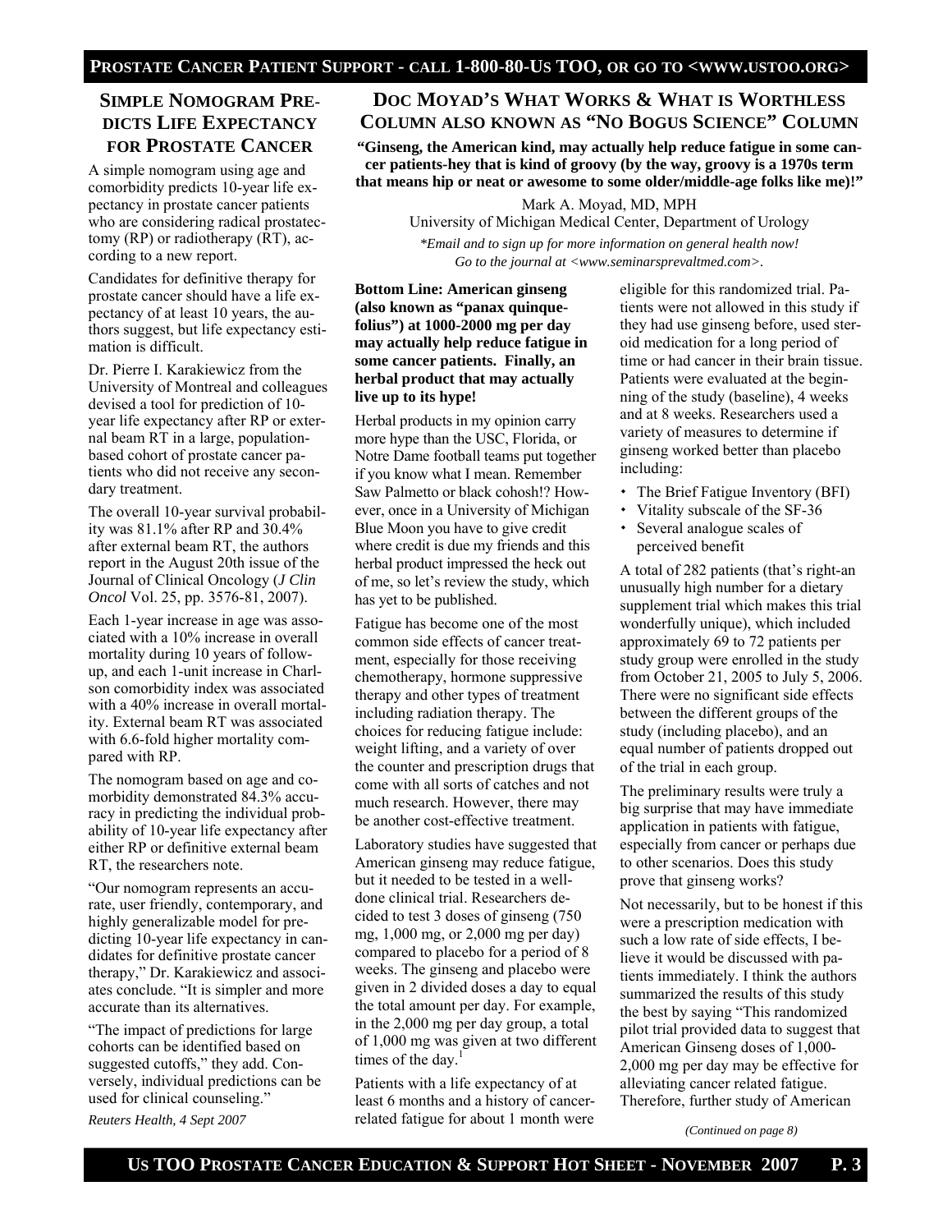## Simple Nomogram Predicts Life Expectancy for Prostate Cancer

A simple nomogram using age and comorbidity predicts 10-year life expectancy in prostate cancer patients who are considering radical prostatectomy (RP) or radiotherapy (RT), according to a new report.

Candidates for definitive therapy for prostate cancer should have a life expectancy of at least 10 years, the authors suggest, but life expectancy estimation is difficult.

Dr. Pierre I. Karakiewicz from the University of Montreal and colleagues devised a tool for prediction of 10-year life expectancy after RP or external beam RT in a large, population-based cohort of prostate cancer patients who did not receive any secondary treatment.

The overall 10-year survival probability was 81.1% after RP and 30.4% after external beam RT, the authors report in the August 20th issue of the Journal of Clinical Oncology (*J Clin Oncol* Vol. 25, pp. 3576-81, 2007).

Each 1-year increase in age was associated with a 10% increase in overall mortality during 10 years of follow-up, and each 1-unit increase in Charlson comorbidity index was associated with a 40% increase in overall mortality. External beam RT was associated with 6.6-fold higher mortality compared with RP.

The nomogram based on age and comorbidity demonstrated 84.3% accuracy in predicting the individual probability of 10-year life expectancy after either RP or definitive external beam RT, the researchers note.

"Our nomogram represents an accurate, user friendly, contemporary, and highly generalizable model for predicting 10-year life expectancy in candidates for definitive prostate cancer therapy," Dr. Karakiewicz and associates conclude. "It is simpler and more accurate than its alternatives.

"The impact of predictions for large cohorts can be identified based on suggested cutoffs," they add. Conversely, individual predictions can be used for clinical counseling."

*Reuters Health, 4 Sept 2007*

## Doc Moyad's What Works & What is Worthless Column also known as "No Bogus Science" Column

**"Ginseng, the American kind, may actually help reduce fatigue in some cancer patients-hey that is kind of groovy (by the way, groovy is a 1970s term that means hip or neat or awesome to some older/middle-age folks like me)!"**

Mark A. Moyad, MD, MPH
University of Michigan Medical Center, Department of Urology

*\*Email and to sign up for more information on general health now! Go to the journal at <www.seminarsprevaltmed.com>.*

**Bottom Line: American ginseng (also known as "panax quinquefolius") at 1000-2000 mg per day may actually help reduce fatigue in some cancer patients. Finally, an herbal product that may actually live up to its hype!**

Herbal products in my opinion carry more hype than the USC, Florida, or Notre Dame football teams put together if you know what I mean. Remember Saw Palmetto or black cohosh!? However, once in a University of Michigan Blue Moon you have to give credit where credit is due my friends and this herbal product impressed the heck out of me, so let's review the study, which has yet to be published.

Fatigue has become one of the most common side effects of cancer treatment, especially for those receiving chemotherapy, hormone suppressive therapy and other types of treatment including radiation therapy. The choices for reducing fatigue include: weight lifting, and a variety of over the counter and prescription drugs that come with all sorts of catches and not much research. However, there may be another cost-effective treatment.

Laboratory studies have suggested that American ginseng may reduce fatigue, but it needed to be tested in a well-done clinical trial. Researchers decided to test 3 doses of ginseng (750 mg, 1,000 mg, or 2,000 mg per day) compared to placebo for a period of 8 weeks. The ginseng and placebo were given in 2 divided doses a day to equal the total amount per day. For example, in the 2,000 mg per day group, a total of 1,000 mg was given at two different times of the day.[1]

Patients with a life expectancy of at least 6 months and a history of cancer-related fatigue for about 1 month were eligible for this randomized trial. Patients were not allowed in this study if they had use ginseng before, used steroid medication for a long period of time or had cancer in their brain tissue. Patients were evaluated at the beginning of the study (baseline), 4 weeks and at 8 weeks. Researchers used a variety of measures to determine if ginseng worked better than placebo including:

- The Brief Fatigue Inventory (BFI)
- Vitality subscale of the SF-36
- Several analogue scales of perceived benefit

A total of 282 patients (that's right-an unusually high number for a dietary supplement trial which makes this trial wonderfully unique), which included approximately 69 to 72 patients per study group were enrolled in the study from October 21, 2005 to July 5, 2006. There were no significant side effects between the different groups of the study (including placebo), and an equal number of patients dropped out of the trial in each group.

The preliminary results were truly a big surprise that may have immediate application in patients with fatigue, especially from cancer or perhaps due to other scenarios. Does this study prove that ginseng works?

Not necessarily, but to be honest if this were a prescription medication with such a low rate of side effects, I believe it would be discussed with patients immediately. I think the authors summarized the results of this study the best by saying "This randomized pilot trial provided data to suggest that American Ginseng doses of 1,000-2,000 mg per day may be effective for alleviating cancer related fatigue. Therefore, further study of American

*(Continued on page 8)*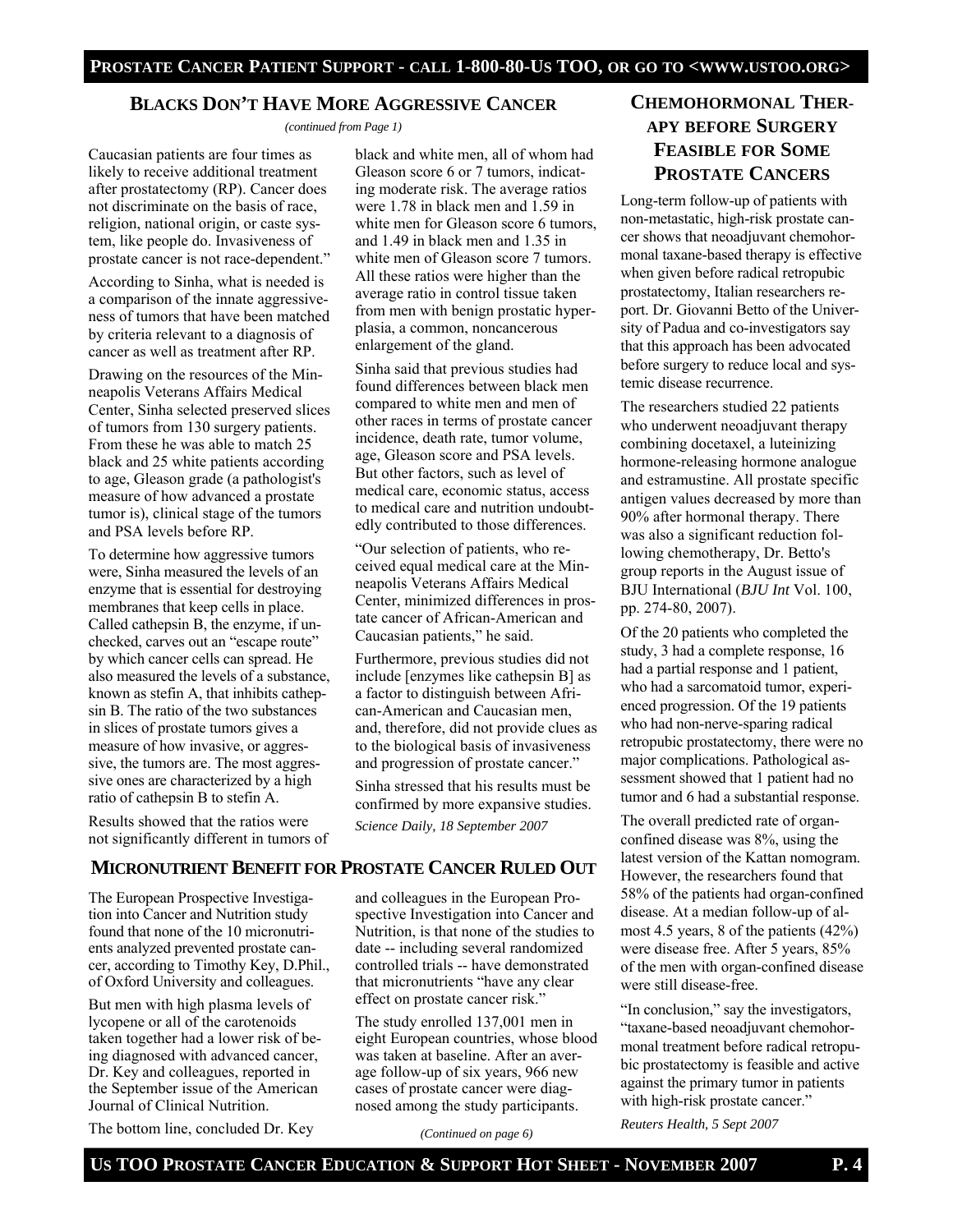## Blacks Don't Have More Aggressive Cancer

*(continued from Page 1)*

Caucasian patients are four times as likely to receive additional treatment after prostatectomy (RP). Cancer does not discriminate on the basis of race, religion, national origin, or caste system, like people do. Invasiveness of prostate cancer is not race-dependent."

According to Sinha, what is needed is a comparison of the innate aggressiveness of tumors that have been matched by criteria relevant to a diagnosis of cancer as well as treatment after RP.

Drawing on the resources of the Minneapolis Veterans Affairs Medical Center, Sinha selected preserved slices of tumors from 130 surgery patients. From these he was able to match 25 black and 25 white patients according to age, Gleason grade (a pathologist's measure of how advanced a prostate tumor is), clinical stage of the tumors and PSA levels before RP.

To determine how aggressive tumors were, Sinha measured the levels of an enzyme that is essential for destroying membranes that keep cells in place. Called cathepsin B, the enzyme, if unchecked, carves out an "escape route" by which cancer cells can spread. He also measured the levels of a substance, known as stefin A, that inhibits cathepsin B. The ratio of the two substances in slices of prostate tumors gives a measure of how invasive, or aggressive, the tumors are. The most aggressive ones are characterized by a high ratio of cathepsin B to stefin A.

Results showed that the ratios were not significantly different in tumors of black and white men, all of whom had Gleason score 6 or 7 tumors, indicating moderate risk. The average ratios were 1.78 in black men and 1.59 in white men for Gleason score 6 tumors, and 1.49 in black men and 1.35 in white men of Gleason score 7 tumors. All these ratios were higher than the average ratio in control tissue taken from men with benign prostatic hyperplasia, a common, noncancerous enlargement of the gland.

Sinha said that previous studies had found differences between black men compared to white men and men of other races in terms of prostate cancer incidence, death rate, tumor volume, age, Gleason score and PSA levels. But other factors, such as level of medical care, economic status, access to medical care and nutrition undoubtedly contributed to those differences.

"Our selection of patients, who received equal medical care at the Minneapolis Veterans Affairs Medical Center, minimized differences in prostate cancer of African-American and Caucasian patients," he said.

Furthermore, previous studies did not include [enzymes like cathepsin B] as a factor to distinguish between African-American and Caucasian men, and, therefore, did not provide clues as to the biological basis of invasiveness and progression of prostate cancer."

Sinha stressed that his results must be confirmed by more expansive studies.

*Science Daily, 18 September 2007*

## Micronutrient Benefit for Prostate Cancer Ruled Out

The European Prospective Investigation into Cancer and Nutrition study found that none of the 10 micronutrients analyzed prevented prostate cancer, according to Timothy Key, D.Phil., of Oxford University and colleagues.

But men with high plasma levels of lycopene or all of the carotenoids taken together had a lower risk of being diagnosed with advanced cancer, Dr. Key and colleagues, reported in the September issue of the American Journal of Clinical Nutrition.

The bottom line, concluded Dr. Key and colleagues in the European Prospective Investigation into Cancer and Nutrition, is that none of the studies to date -- including several randomized controlled trials -- have demonstrated that micronutrients "have any clear effect on prostate cancer risk."

The study enrolled 137,001 men in eight European countries, whose blood was taken at baseline. After an average follow-up of six years, 966 new cases of prostate cancer were diagnosed among the study participants.

*(Continued on page 6)*

## Chemohormonal Therapy before Surgery Feasible for Some Prostate Cancers

Long-term follow-up of patients with non-metastatic, high-risk prostate cancer shows that neoadjuvant chemohormonal taxane-based therapy is effective when given before radical retropubic prostatectomy, Italian researchers report. Dr. Giovanni Betto of the University of Padua and co-investigators say that this approach has been advocated before surgery to reduce local and systemic disease recurrence.

The researchers studied 22 patients who underwent neoadjuvant therapy combining docetaxel, a luteinizing hormone-releasing hormone analogue and estramustine. All prostate specific antigen values decreased by more than 90% after hormonal therapy. There was also a significant reduction following chemotherapy, Dr. Betto's group reports in the August issue of BJU International (*BJU Int* Vol. 100, pp. 274-80, 2007).

Of the 20 patients who completed the study, 3 had a complete response, 16 had a partial response and 1 patient, who had a sarcomatoid tumor, experienced progression. Of the 19 patients who had non-nerve-sparing radical retropubic prostatectomy, there were no major complications. Pathological assessment showed that 1 patient had no tumor and 6 had a substantial response.

The overall predicted rate of organ-confined disease was 8%, using the latest version of the Kattan nomogram. However, the researchers found that 58% of the patients had organ-confined disease. At a median follow-up of almost 4.5 years, 8 of the patients (42%) were disease free. After 5 years, 85% of the men with organ-confined disease were still disease-free.

"In conclusion," say the investigators, "taxane-based neoadjuvant chemohormonal treatment before radical retropubic prostatectomy is feasible and active against the primary tumor in patients with high-risk prostate cancer."

*Reuters Health, 5 Sept 2007*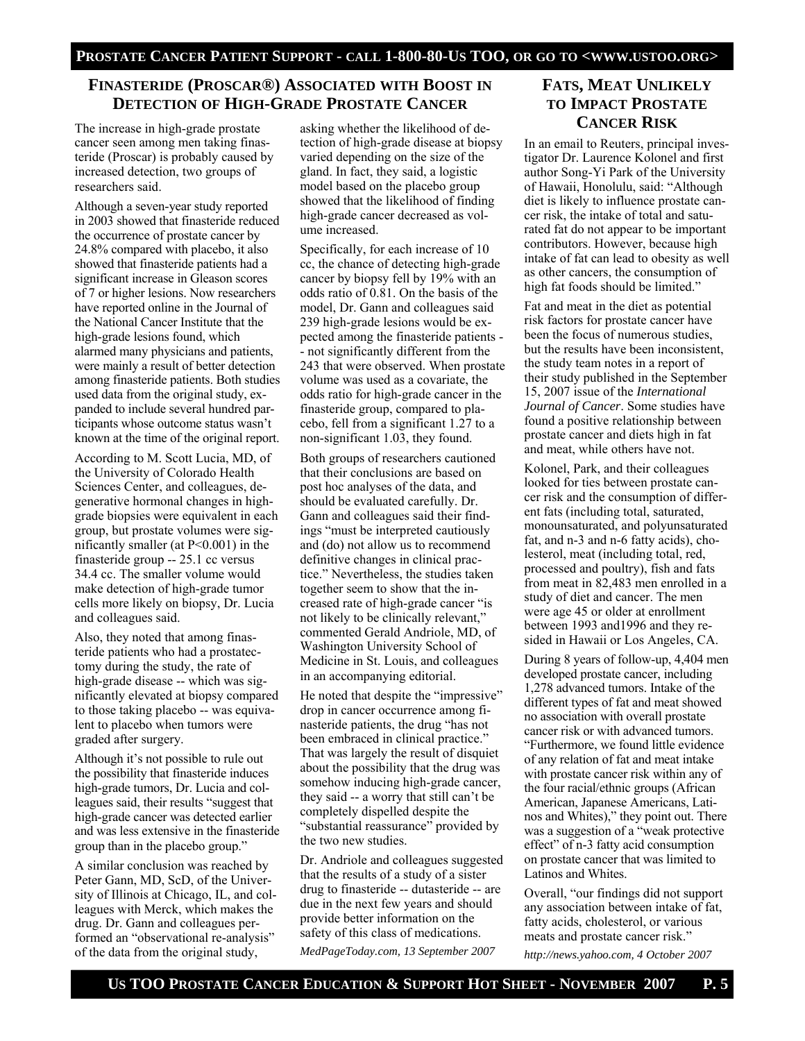## FINASTERIDE (PROSCAR®) ASSOCIATED WITH BOOST IN DETECTION OF HIGH-GRADE PROSTATE CANCER

The increase in high-grade prostate cancer seen among men taking finasteride (Proscar) is probably caused by increased detection, two groups of researchers said.

Although a seven-year study reported in 2003 showed that finasteride reduced the occurrence of prostate cancer by 24.8% compared with placebo, it also showed that finasteride patients had a significant increase in Gleason scores of 7 or higher lesions. Now researchers have reported online in the Journal of the National Cancer Institute that the high-grade lesions found, which alarmed many physicians and patients, were mainly a result of better detection among finasteride patients. Both studies used data from the original study, expanded to include several hundred participants whose outcome status wasn't known at the time of the original report.

According to M. Scott Lucia, MD, of the University of Colorado Health Sciences Center, and colleagues, degenerative hormonal changes in high-grade biopsies were equivalent in each group, but prostate volumes were significantly smaller (at $P<0.001$) in the finasteride group -- 25.1 cc versus 34.4 cc. The smaller volume would make detection of high-grade tumor cells more likely on biopsy, Dr. Lucia and colleagues said.

Also, they noted that among finasteride patients who had a prostatectomy during the study, the rate of high-grade disease -- which was significantly elevated at biopsy compared to those taking placebo -- was equivalent to placebo when tumors were graded after surgery.

Although it's not possible to rule out the possibility that finasteride induces high-grade tumors, Dr. Lucia and colleagues said, their results "suggest that high-grade cancer was detected earlier and was less extensive in the finasteride group than in the placebo group."

A similar conclusion was reached by Peter Gann, MD, ScD, of the University of Illinois at Chicago, IL, and colleagues with Merck, which makes the drug. Dr. Gann and colleagues performed an "observational re-analysis" of the data from the original study, asking whether the likelihood of detection of high-grade disease at biopsy varied depending on the size of the gland. In fact, they said, a logistic model based on the placebo group showed that the likelihood of finding high-grade cancer decreased as volume increased.

Specifically, for each increase of 10 cc, the chance of detecting high-grade cancer by biopsy fell by 19% with an odds ratio of 0.81. On the basis of the model, Dr. Gann and colleagues said 239 high-grade lesions would be expected among the finasteride patients -- not significantly different from the 243 that were observed. When prostate volume was used as a covariate, the odds ratio for high-grade cancer in the finasteride group, compared to placebo, fell from a significant 1.27 to a non-significant 1.03, they found.

Both groups of researchers cautioned that their conclusions are based on post hoc analyses of the data, and should be evaluated carefully. Dr. Gann and colleagues said their findings "must be interpreted cautiously and (do) not allow us to recommend definitive changes in clinical practice." Nevertheless, the studies taken together seem to show that the increased rate of high-grade cancer "is not likely to be clinically relevant," commented Gerald Andriole, MD, of Washington University School of Medicine in St. Louis, and colleagues in an accompanying editorial.

He noted that despite the "impressive" drop in cancer occurrence among finasteride patients, the drug "has not been embraced in clinical practice." That was largely the result of disquiet about the possibility that the drug was somehow inducing high-grade cancer, they said -- a worry that still can't be completely dispelled despite the "substantial reassurance" provided by the two new studies.

Dr. Andriole and colleagues suggested that the results of a study of a sister drug to finasteride -- dutasteride -- are due in the next few years and should provide better information on the safety of this class of medications.

*MedPageToday.com, 13 September 2007*

## FATS, MEAT UNLIKELY TO IMPACT PROSTATE CANCER RISK

In an email to Reuters, principal investigator Dr. Laurence Kolonel and first author Song-Yi Park of the University of Hawaii, Honolulu, said: "Although diet is likely to influence prostate cancer risk, the intake of total and saturated fat do not appear to be important contributors. However, because high intake of fat can lead to obesity as well as other cancers, the consumption of high fat foods should be limited."

Fat and meat in the diet as potential risk factors for prostate cancer have been the focus of numerous studies, but the results have been inconsistent, the study team notes in a report of their study published in the September 15, 2007 issue of the *International Journal of Cancer*. Some studies have found a positive relationship between prostate cancer and diets high in fat and meat, while others have not.

Kolonel, Park, and their colleagues looked for ties between prostate cancer risk and the consumption of different fats (including total, saturated, monounsaturated, and polyunsaturated fat, and n-3 and n-6 fatty acids), cholesterol, meat (including total, red, processed and poultry), fish and fats from meat in 82,483 men enrolled in a study of diet and cancer. The men were age 45 or older at enrollment between 1993 and1996 and they resided in Hawaii or Los Angeles, CA.

During 8 years of follow-up, 4,404 men developed prostate cancer, including 1,278 advanced tumors. Intake of the different types of fat and meat showed no association with overall prostate cancer risk or with advanced tumors. "Furthermore, we found little evidence of any relation of fat and meat intake with prostate cancer risk within any of the four racial/ethnic groups (African American, Japanese Americans, Latinos and Whites)," they point out. There was a suggestion of a "weak protective effect" of n-3 fatty acid consumption on prostate cancer that was limited to Latinos and Whites.

Overall, "our findings did not support any association between intake of fat, fatty acids, cholesterol, or various meats and prostate cancer risk."

*http://news.yahoo.com, 4 October 2007*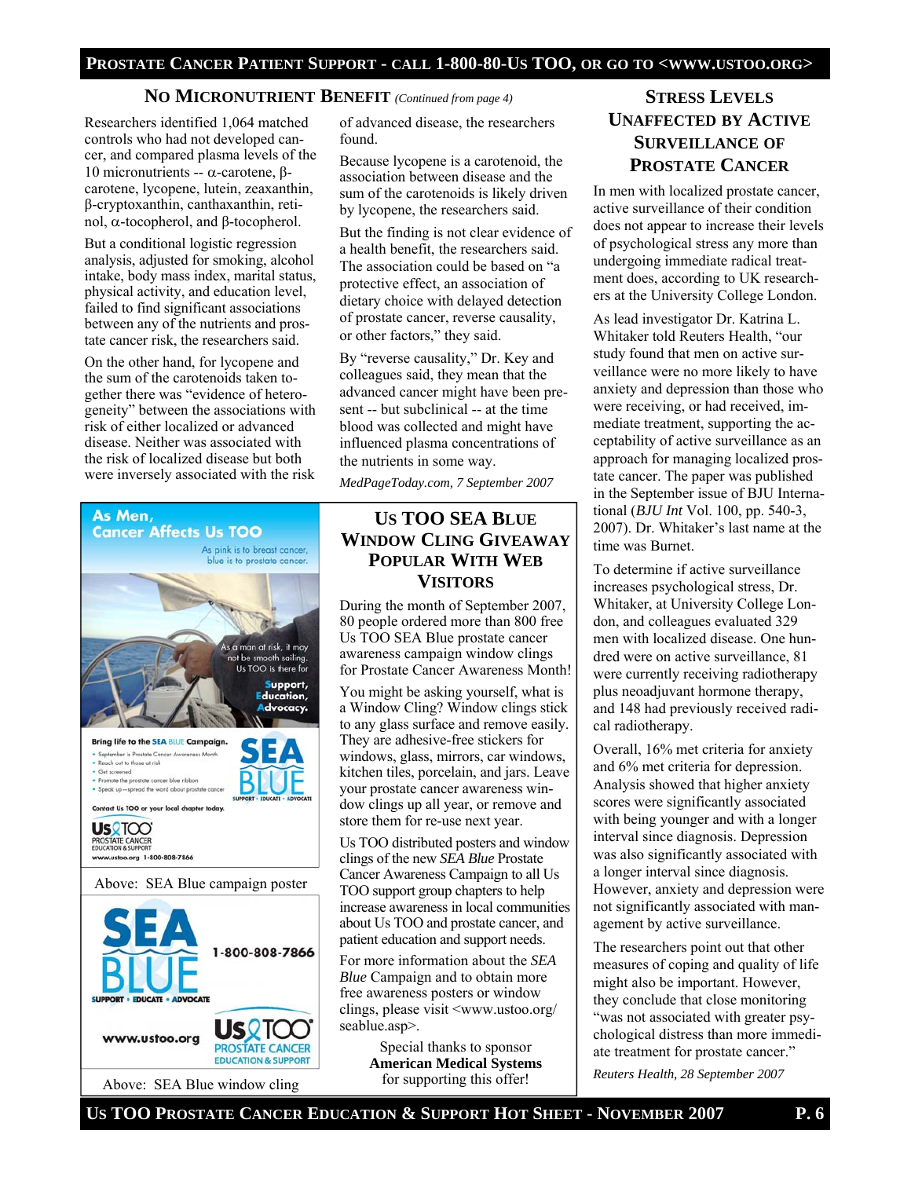## No Micronutrient Benefit *(Continued from page 4)*

Researchers identified 1,064 matched controls who had not developed cancer, and compared plasma levels of the 10 micronutrients -- α-carotene, β-carotene, lycopene, lutein, zeaxanthin, β-cryptoxanthin, canthaxanthin, retinol, α-tocopherol, and β-tocopherol.

But a conditional logistic regression analysis, adjusted for smoking, alcohol intake, body mass index, marital status, physical activity, and education level, failed to find significant associations between any of the nutrients and prostate cancer risk, the researchers said.

On the other hand, for lycopene and the sum of the carotenoids taken together there was "evidence of heterogeneity" between the associations with risk of either localized or advanced disease. Neither was associated with the risk of localized disease but both were inversely associated with the risk of advanced disease, the researchers found.

Because lycopene is a carotenoid, the association between disease and the sum of the carotenoids is likely driven by lycopene, the researchers said.

But the finding is not clear evidence of a health benefit, the researchers said. The association could be based on "a protective effect, an association of dietary choice with delayed detection of prostate cancer, reverse causality, or other factors," they said.

By "reverse causality," Dr. Key and colleagues said, they mean that the advanced cancer might have been present -- but subclinical -- at the time blood was collected and might have influenced plasma concentrations of the nutrients in some way.

*MedPageToday.com, 7 September 2007*

Above: SEA Blue campaign poster

Above: SEA Blue window cling

## Us TOO SEA Blue Window Cling Giveaway Popular With Web Visitors

During the month of September 2007, 80 people ordered more than 800 free Us TOO SEA Blue prostate cancer awareness campaign window clings for Prostate Cancer Awareness Month!

You might be asking yourself, what is a Window Cling? Window clings stick to any glass surface and remove easily. They are adhesive-free stickers for windows, glass, mirrors, car windows, kitchen tiles, porcelain, and jars. Leave your prostate cancer awareness window clings up all year, or remove and store them for re-use next year.

Us TOO distributed posters and window clings of the new *SEA Blue* Prostate Cancer Awareness Campaign to all Us TOO support group chapters to help increase awareness in local communities about Us TOO and prostate cancer, and patient education and support needs.

For more information about the *SEA Blue* Campaign and to obtain more free awareness posters or window clings, please visit <www.ustoo.org/seablue.asp>.

Special thanks to sponsor **American Medical Systems** for supporting this offer!

## Stress Levels Unaffected by Active Surveillance of Prostate Cancer

In men with localized prostate cancer, active surveillance of their condition does not appear to increase their levels of psychological stress any more than undergoing immediate radical treatment does, according to UK researchers at the University College London.

As lead investigator Dr. Katrina L. Whitaker told Reuters Health, "our study found that men on active surveillance were no more likely to have anxiety and depression than those who were receiving, or had received, immediate treatment, supporting the acceptability of active surveillance as an approach for managing localized prostate cancer. The paper was published in the September issue of BJU International (*BJU Int* Vol. 100, pp. 540-3, 2007). Dr. Whitaker's last name at the time was Burnet.

To determine if active surveillance increases psychological stress, Dr. Whitaker, at University College London, and colleagues evaluated 329 men with localized disease. One hundred were on active surveillance, 81 were currently receiving radiotherapy plus neoadjuvant hormone therapy, and 148 had previously received radical radiotherapy.

Overall, 16% met criteria for anxiety and 6% met criteria for depression. Analysis showed that higher anxiety scores were significantly associated with being younger and with a longer interval since diagnosis. Depression was also significantly associated with a longer interval since diagnosis. However, anxiety and depression were not significantly associated with management by active surveillance.

The researchers point out that other measures of coping and quality of life might also be important. However, they conclude that close monitoring "was not associated with greater psychological distress than more immediate treatment for prostate cancer."

*Reuters Health, 28 September 2007*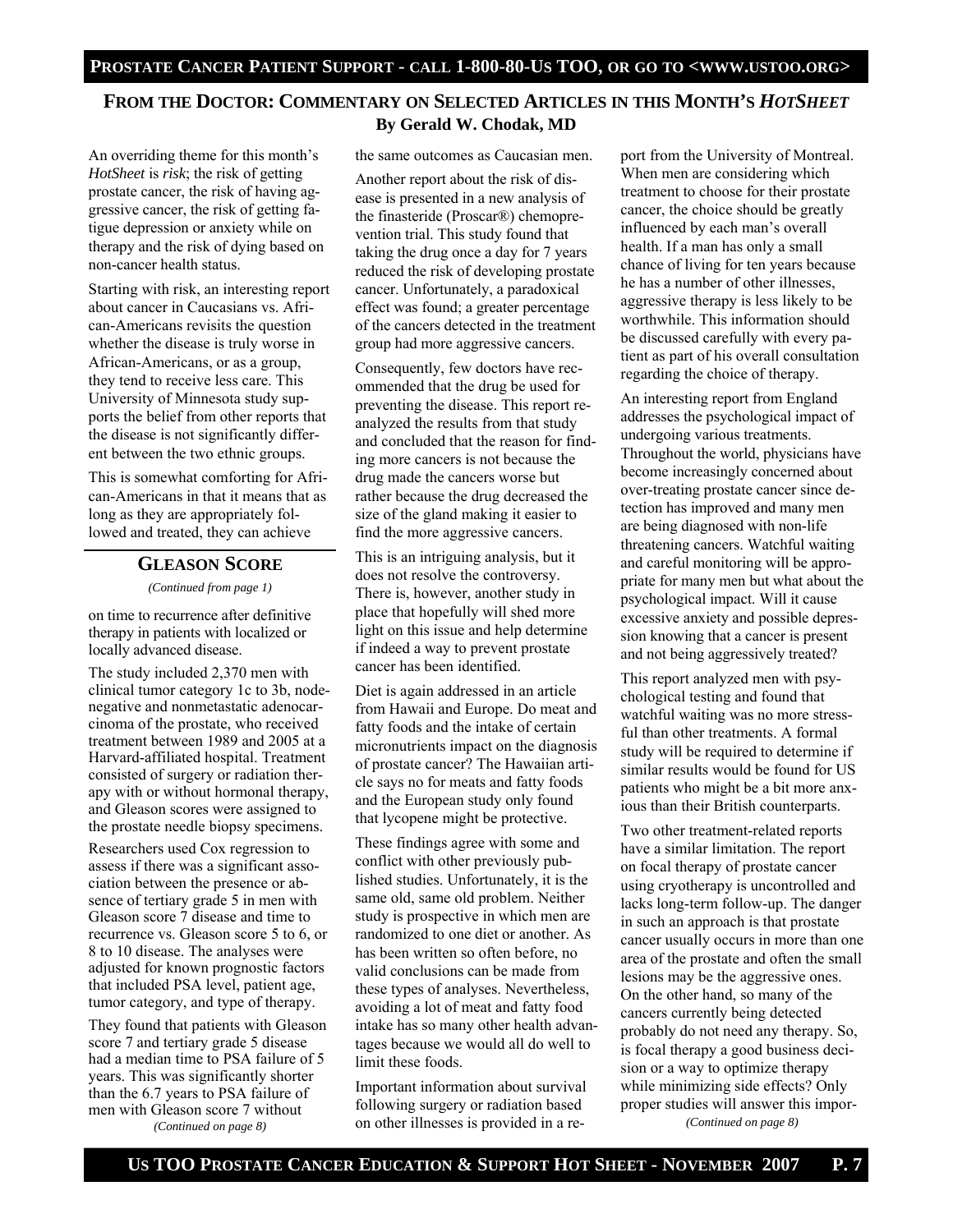## From the Doctor: Commentary on Selected Articles in this Month's *HotSheet*

**By Gerald W. Chodak, MD**

An overriding theme for this month's *HotSheet* is *risk*; the risk of getting prostate cancer, the risk of having aggressive cancer, the risk of getting fatigue depression or anxiety while on therapy and the risk of dying based on non-cancer health status.

Starting with risk, an interesting report about cancer in Caucasians vs. African-Americans revisits the question whether the disease is truly worse in African-Americans, or as a group, they tend to receive less care. This University of Minnesota study supports the belief from other reports that the disease is not significantly different between the two ethnic groups.

This is somewhat comforting for African-Americans in that it means that as long as they are appropriately followed and treated, they can achieve the same outcomes as Caucasian men.

Another report about the risk of disease is presented in a new analysis of the finasteride (Proscar®) chemoprevention trial. This study found that taking the drug once a day for 7 years reduced the risk of developing prostate cancer. Unfortunately, a paradoxical effect was found; a greater percentage of the cancers detected in the treatment group had more aggressive cancers.

Consequently, few doctors have recommended that the drug be used for preventing the disease. This report reanalyzed the results from that study and concluded that the reason for finding more cancers is not because the drug made the cancers worse but rather because the drug decreased the size of the gland making it easier to find the more aggressive cancers.

This is an intriguing analysis, but it does not resolve the controversy. There is, however, another study in place that hopefully will shed more light on this issue and help determine if indeed a way to prevent prostate cancer has been identified.

Diet is again addressed in an article from Hawaii and Europe. Do meat and fatty foods and the intake of certain micronutrients impact on the diagnosis of prostate cancer? The Hawaiian article says no for meats and fatty foods and the European study only found that lycopene might be protective.

These findings agree with some and conflict with other previously published studies. Unfortunately, it is the same old, same old problem. Neither study is prospective in which men are randomized to one diet or another. As has been written so often before, no valid conclusions can be made from these types of analyses. Nevertheless, avoiding a lot of meat and fatty food intake has so many other health advantages because we would all do well to limit these foods.

Important information about survival following surgery or radiation based on other illnesses is provided in a report from the University of Montreal. When men are considering which treatment to choose for their prostate cancer, the choice should be greatly influenced by each man's overall health. If a man has only a small chance of living for ten years because he has a number of other illnesses, aggressive therapy is less likely to be worthwhile. This information should be discussed carefully with every patient as part of his overall consultation regarding the choice of therapy.

An interesting report from England addresses the psychological impact of undergoing various treatments. Throughout the world, physicians have become increasingly concerned about over-treating prostate cancer since detection has improved and many men are being diagnosed with non-life threatening cancers. Watchful waiting and careful monitoring will be appropriate for many men but what about the psychological impact. Will it cause excessive anxiety and possible depression knowing that a cancer is present and not being aggressively treated?

This report analyzed men with psychological testing and found that watchful waiting was no more stressful than other treatments. A formal study will be required to determine if similar results would be found for US patients who might be a bit more anxious than their British counterparts.

Two other treatment-related reports have a similar limitation. The report on focal therapy of prostate cancer using cryotherapy is uncontrolled and lacks long-term follow-up. The danger in such an approach is that prostate cancer usually occurs in more than one area of the prostate and often the small lesions may be the aggressive ones. On the other hand, so many of the cancers currently being detected probably do not need any therapy. So, is focal therapy a good business decision or a way to optimize therapy while minimizing side effects? Only proper studies will answer this impor-

*(Continued on page 8)*

## Gleason Score

*(Continued from page 1)*

on time to recurrence after definitive therapy in patients with localized or locally advanced disease.

The study included 2,370 men with clinical tumor category 1c to 3b, node-negative and nonmetastatic adenocarcinoma of the prostate, who received treatment between 1989 and 2005 at a Harvard-affiliated hospital. Treatment consisted of surgery or radiation therapy with or without hormonal therapy, and Gleason scores were assigned to the prostate needle biopsy specimens.

Researchers used Cox regression to assess if there was a significant association between the presence or absence of tertiary grade 5 in men with Gleason score 7 disease and time to recurrence vs. Gleason score 5 to 6, or 8 to 10 disease. The analyses were adjusted for known prognostic factors that included PSA level, patient age, tumor category, and type of therapy.

They found that patients with Gleason score 7 and tertiary grade 5 disease had a median time to PSA failure of 5 years. This was significantly shorter than the 6.7 years to PSA failure of men with Gleason score 7 without

*(Continued on page 8)*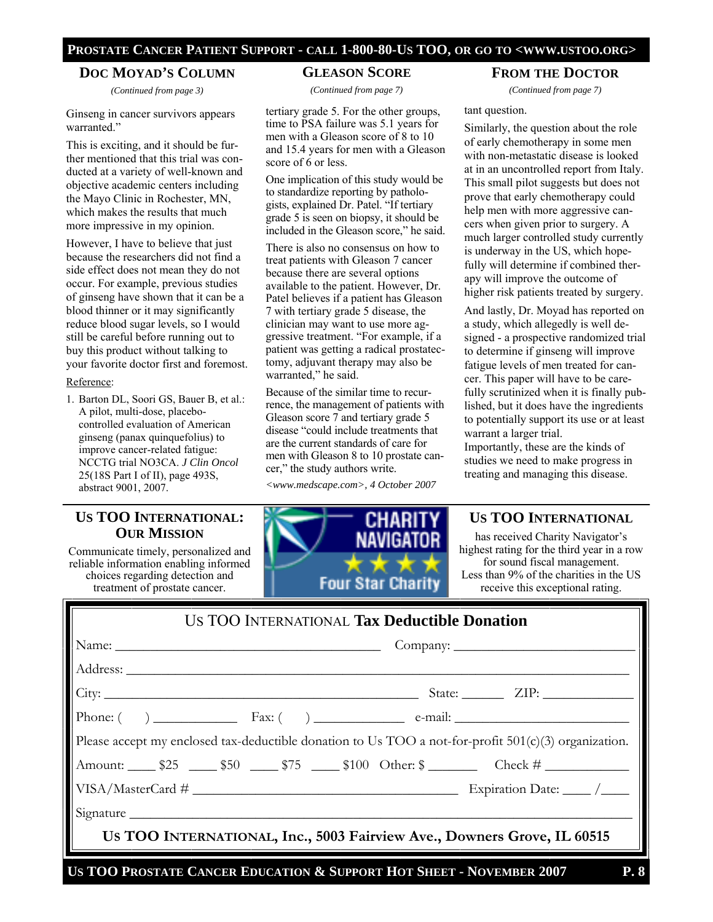## Doc Moyad's Column

*(Continued from page 3)*

Ginseng in cancer survivors appears warranted."

This is exciting, and it should be further mentioned that this trial was conducted at a variety of well-known and objective academic centers including the Mayo Clinic in Rochester, MN, which makes the results that much more impressive in my opinion.

However, I have to believe that just because the researchers did not find a side effect does not mean they do not occur. For example, previous studies of ginseng have shown that it can be a blood thinner or it may significantly reduce blood sugar levels, so I would still be careful before running out to buy this product without talking to your favorite doctor first and foremost.

Reference:

1. Barton DL, Soori GS, Bauer B, et al.: A pilot, multi-dose, placebo-controlled evaluation of American ginseng (panax quinquefolius) to improve cancer-related fatigue: NCCTG trial NO3CA. *J Clin Oncol* 25(18S Part I of II), page 493S, abstract 9001, 2007.

## Gleason Score

*(Continued from page 7)*

tertiary grade 5. For the other groups, time to PSA failure was 5.1 years for men with a Gleason score of 8 to 10 and 15.4 years for men with a Gleason score of 6 or less.

One implication of this study would be to standardize reporting by pathologists, explained Dr. Patel. "If tertiary grade 5 is seen on biopsy, it should be included in the Gleason score," he said.

There is also no consensus on how to treat patients with Gleason 7 cancer because there are several options available to the patient. However, Dr. Patel believes if a patient has Gleason 7 with tertiary grade 5 disease, the clinician may want to use more aggressive treatment. "For example, if a patient was getting a radical prostatectomy, adjuvant therapy may also be warranted," he said.

Because of the similar time to recurrence, the management of patients with Gleason score 7 and tertiary grade 5 disease "could include treatments that are the current standards of care for men with Gleason 8 to 10 prostate cancer," the study authors write.

*<www.medscape.com>, 4 October 2007*

## From the Doctor

*(Continued from page 7)*

tant question.

Similarly, the question about the role of early chemotherapy in some men with non-metastatic disease is looked at in an uncontrolled report from Italy. This small pilot suggests but does not prove that early chemotherapy could help men with more aggressive cancers when given prior to surgery. A much larger controlled study currently is underway in the US, which hopefully will determine if combined therapy will improve the outcome of higher risk patients treated by surgery.

And lastly, Dr. Moyad has reported on a study, which allegedly is well designed - a prospective randomized trial to determine if ginseng will improve fatigue levels of men treated for cancer. This paper will have to be carefully scrutinized when it is finally published, but it does have the ingredients to potentially support its use or at least warrant a larger trial.

Importantly, these are the kinds of studies we need to make progress in treating and managing this disease.

## Us TOO International: Our Mission

Communicate timely, personalized and reliable information enabling informed choices regarding detection and treatment of prostate cancer.

CHARITY NAVIGATOR ★★★★ Four Star Charity

## Us TOO International

has received Charity Navigator's highest rating for the third year in a row for sound fiscal management. Less than 9% of the charities in the US receive this exceptional rating.

## Us TOO International Tax Deductible Donation

Name: ______________________________ Company: ____________________

Address: ____________________________________________________

City: ____________________________________ State: ______ ZIP: ____________

Phone: (    ) ____________ Fax: (    ) ____________ e-mail: ______________________

Please accept my enclosed tax-deductible donation to Us TOO a not-for-profit 501(c)(3) organization.

Amount: ____ $25 ____ $50 ____ $75 ____ $100 Other: $ _______ Check # ____________

VISA/MasterCard # ________________________________ Expiration Date: ____ /____

Signature ____________________________________________________

**Us TOO International, Inc., 5003 Fairview Ave., Downers Grove, IL 60515**